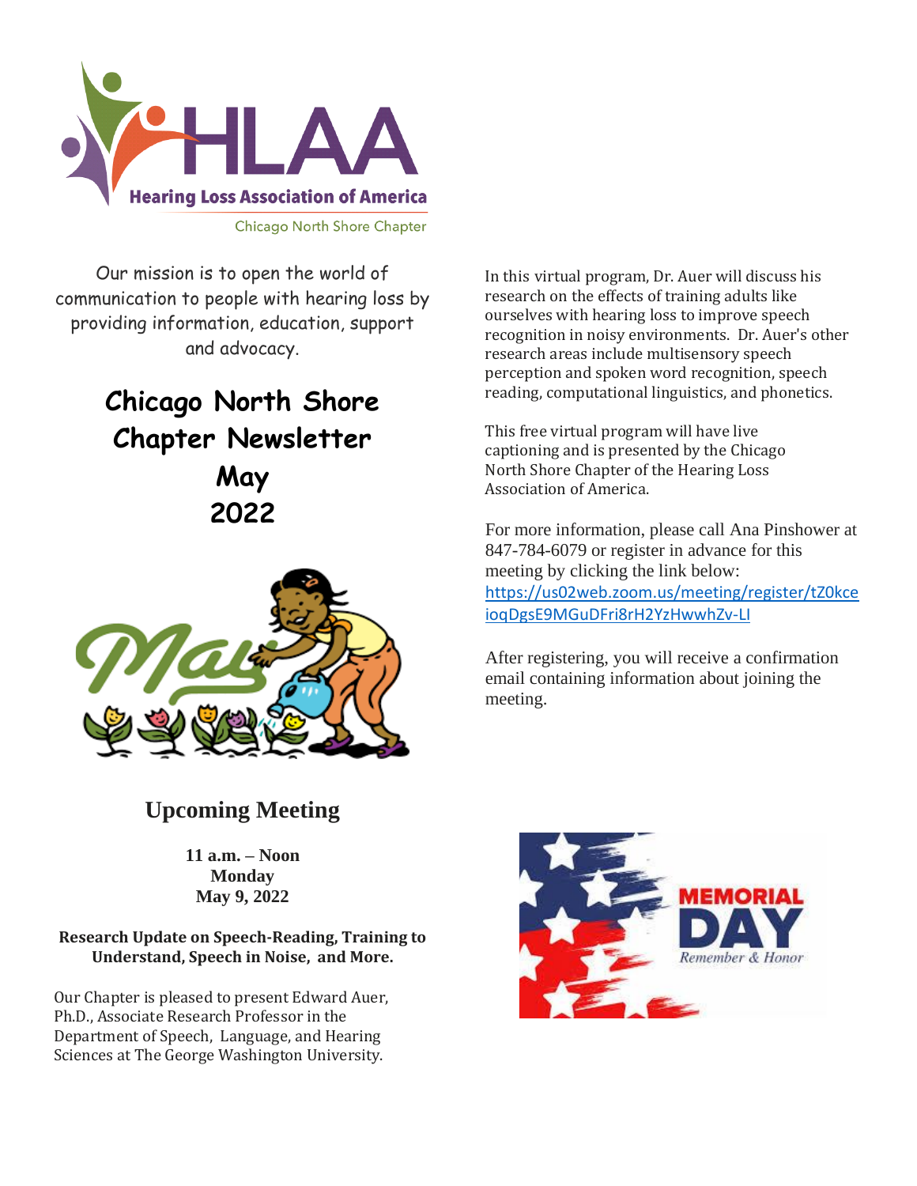Hearing Loss Association of America

Chicago North Shore Chapter

Our mission is to open the world of communication to people with hearing loss by providing information, education, support and advocacy.

# Chicago North Shore Chapter Newsletter May 2022

## Upcoming Meeting

**11 a.m. – Noon**
**Monday**
**May 9, 2022**

**Research Update on Speech-Reading, Training to Understand, Speech in Noise, and More.**

Our Chapter is pleased to present Edward Auer, Ph.D., Associate Research Professor in the Department of Speech, Language, and Hearing Sciences at The George Washington University.

In this virtual program, Dr. Auer will discuss his research on the effects of training adults like ourselves with hearing loss to improve speech recognition in noisy environments. Dr. Auer's other research areas include multisensory speech perception and spoken word recognition, speech reading, computational linguistics, and phonetics.

This free virtual program will have live captioning and is presented by the Chicago North Shore Chapter of the Hearing Loss Association of America.

For more information, please call Ana Pinshower at 847-784-6079 or register in advance for this meeting by clicking the link below:
https://us02web.zoom.us/meeting/register/tZ0kceioqDgsE9MGuDFri8rH2YzHwwhZv-LI

After registering, you will receive a confirmation email containing information about joining the meeting.

MEMORIAL DAY
*Remember & Honor*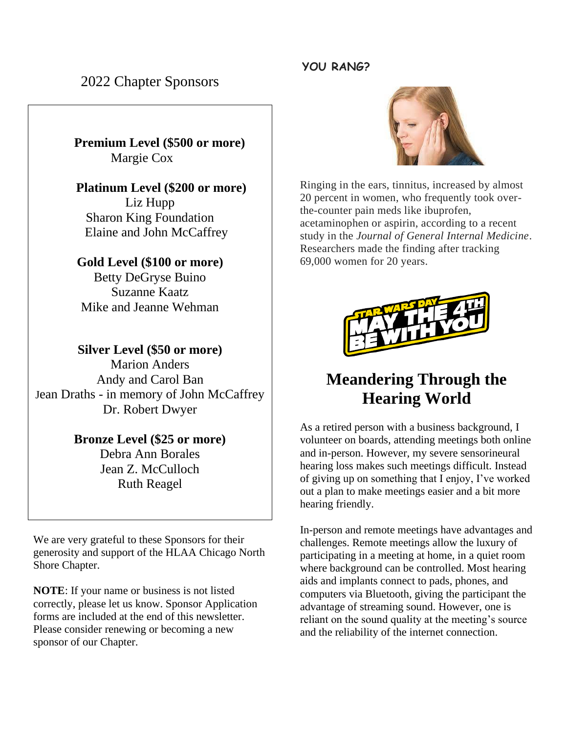## 2022 Chapter Sponsors

**Premium Level ($500 or more)**
Margie Cox

**Platinum Level ($200 or more)**
Liz Hupp
Sharon King Foundation
Elaine and John McCaffrey

**Gold Level ($100 or more)**
Betty DeGryse Buino
Suzanne Kaatz
Mike and Jeanne Wehman

**Silver Level ($50 or more)**
Marion Anders
Andy and Carol Ban
Jean Draths - in memory of John McCaffrey
Dr. Robert Dwyer

**Bronze Level ($25 or more)**
Debra Ann Borales
Jean Z. McCulloch
Ruth Reagel

We are very grateful to these Sponsors for their generosity and support of the HLAA Chicago North Shore Chapter.

**NOTE**: If your name or business is not listed correctly, please let us know. Sponsor Application forms are included at the end of this newsletter. Please consider renewing or becoming a new sponsor of our Chapter.

**YOU RANG?**

Ringing in the ears, tinnitus, increased by almost 20 percent in women, who frequently took over-the-counter pain meds like ibuprofen, acetaminophen or aspirin, according to a recent study in the *Journal of General Internal Medicine*. Researchers made the finding after tracking 69,000 women for 20 years.

STAR WARS DAY
MAY THE 4TH BE WITH YOU

# Meandering Through the Hearing World

As a retired person with a business background, I volunteer on boards, attending meetings both online and in-person. However, my severe sensorineural hearing loss makes such meetings difficult. Instead of giving up on something that I enjoy, I've worked out a plan to make meetings easier and a bit more hearing friendly.

In-person and remote meetings have advantages and challenges. Remote meetings allow the luxury of participating in a meeting at home, in a quiet room where background can be controlled. Most hearing aids and implants connect to pads, phones, and computers via Bluetooth, giving the participant the advantage of streaming sound. However, one is reliant on the sound quality at the meeting's source and the reliability of the internet connection.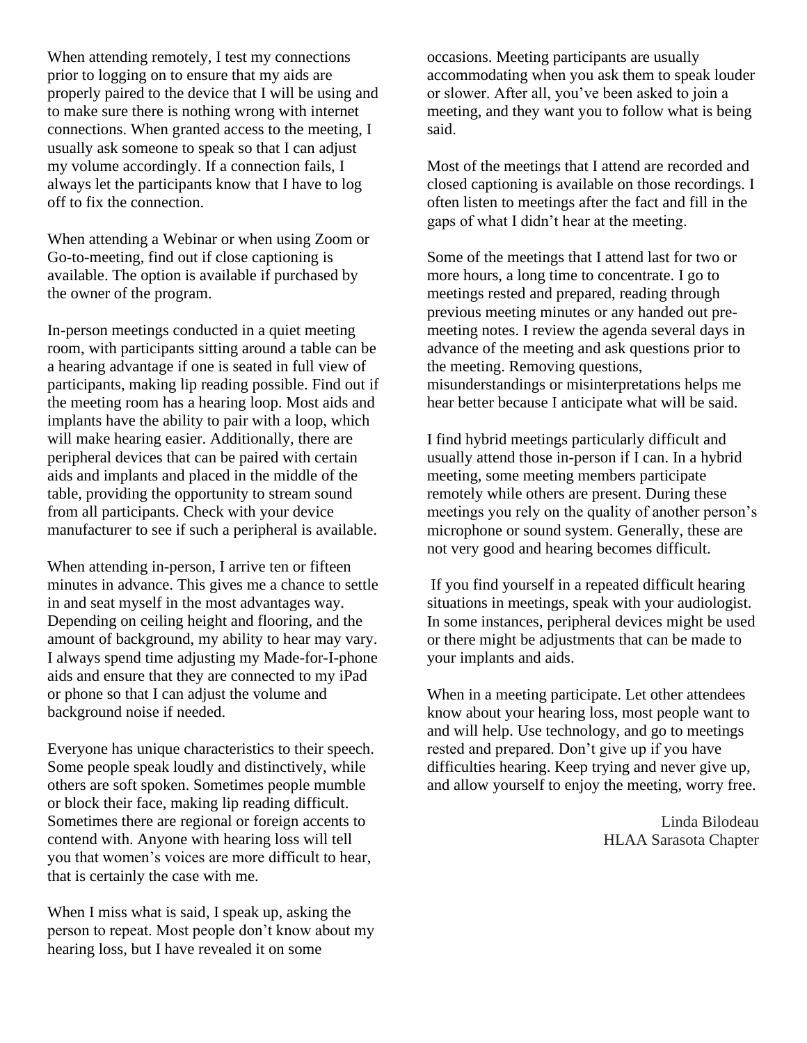When attending remotely, I test my connections prior to logging on to ensure that my aids are properly paired to the device that I will be using and to make sure there is nothing wrong with internet connections. When granted access to the meeting, I usually ask someone to speak so that I can adjust my volume accordingly. If a connection fails, I always let the participants know that I have to log off to fix the connection.

When attending a Webinar or when using Zoom or Go-to-meeting, find out if close captioning is available. The option is available if purchased by the owner of the program.

In-person meetings conducted in a quiet meeting room, with participants sitting around a table can be a hearing advantage if one is seated in full view of participants, making lip reading possible. Find out if the meeting room has a hearing loop. Most aids and implants have the ability to pair with a loop, which will make hearing easier. Additionally, there are peripheral devices that can be paired with certain aids and implants and placed in the middle of the table, providing the opportunity to stream sound from all participants. Check with your device manufacturer to see if such a peripheral is available.

When attending in-person, I arrive ten or fifteen minutes in advance. This gives me a chance to settle in and seat myself in the most advantages way. Depending on ceiling height and flooring, and the amount of background, my ability to hear may vary. I always spend time adjusting my Made-for-I-phone aids and ensure that they are connected to my iPad or phone so that I can adjust the volume and background noise if needed.

Everyone has unique characteristics to their speech. Some people speak loudly and distinctively, while others are soft spoken. Sometimes people mumble or block their face, making lip reading difficult. Sometimes there are regional or foreign accents to contend with. Anyone with hearing loss will tell you that women's voices are more difficult to hear, that is certainly the case with me.

When I miss what is said, I speak up, asking the person to repeat. Most people don't know about my hearing loss, but I have revealed it on some occasions. Meeting participants are usually accommodating when you ask them to speak louder or slower. After all, you've been asked to join a meeting, and they want you to follow what is being said.

Most of the meetings that I attend are recorded and closed captioning is available on those recordings. I often listen to meetings after the fact and fill in the gaps of what I didn't hear at the meeting.

Some of the meetings that I attend last for two or more hours, a long time to concentrate. I go to meetings rested and prepared, reading through previous meeting minutes or any handed out pre-meeting notes. I review the agenda several days in advance of the meeting and ask questions prior to the meeting. Removing questions, misunderstandings or misinterpretations helps me hear better because I anticipate what will be said.

I find hybrid meetings particularly difficult and usually attend those in-person if I can. In a hybrid meeting, some meeting members participate remotely while others are present. During these meetings you rely on the quality of another person's microphone or sound system. Generally, these are not very good and hearing becomes difficult.

If you find yourself in a repeated difficult hearing situations in meetings, speak with your audiologist. In some instances, peripheral devices might be used or there might be adjustments that can be made to your implants and aids.

When in a meeting participate. Let other attendees know about your hearing loss, most people want to and will help. Use technology, and go to meetings rested and prepared. Don't give up if you have difficulties hearing. Keep trying and never give up, and allow yourself to enjoy the meeting, worry free.

Linda Bilodeau
HLAA Sarasota Chapter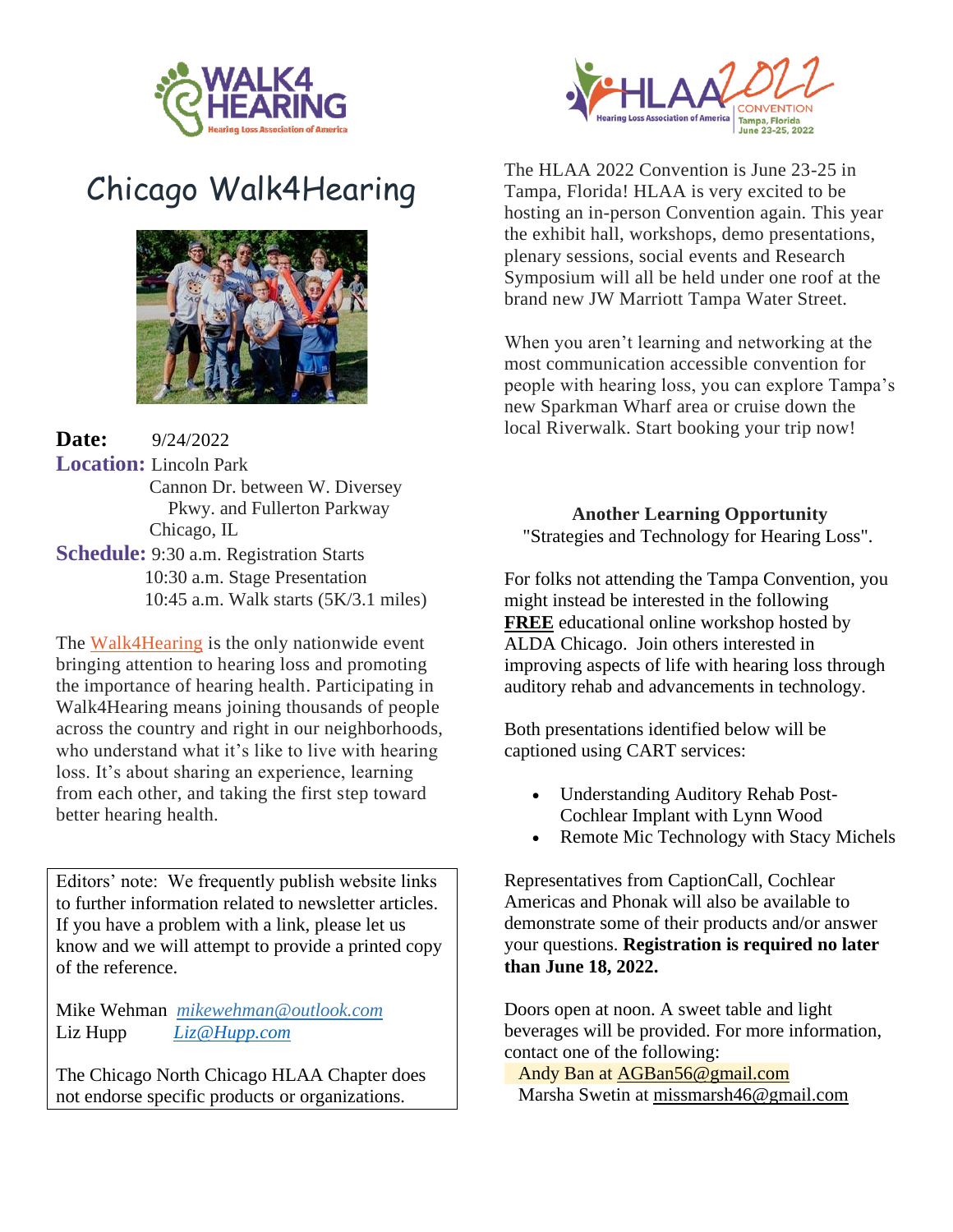# Chicago Walk4Hearing

**Date:** 9/24/2022

**Location:** Lincoln Park
Cannon Dr. between W. Diversey Pkwy. and Fullerton Parkway
Chicago, IL

**Schedule:** 9:30 a.m. Registration Starts
10:30 a.m. Stage Presentation
10:45 a.m. Walk starts (5K/3.1 miles)

The Walk4Hearing is the only nationwide event bringing attention to hearing loss and promoting the importance of hearing health. Participating in Walk4Hearing means joining thousands of people across the country and right in our neighborhoods, who understand what it's like to live with hearing loss. It's about sharing an experience, learning from each other, and taking the first step toward better hearing health.

Editors' note: We frequently publish website links to further information related to newsletter articles. If you have a problem with a link, please let us know and we will attempt to provide a printed copy of the reference.

Mike Wehman *mikewehman@outlook.com*
Liz Hupp *Liz@Hupp.com*

The Chicago North Chicago HLAA Chapter does not endorse specific products or organizations.

The HLAA 2022 Convention is June 23-25 in Tampa, Florida! HLAA is very excited to be hosting an in-person Convention again. This year the exhibit hall, workshops, demo presentations, plenary sessions, social events and Research Symposium will all be held under one roof at the brand new JW Marriott Tampa Water Street.

When you aren't learning and networking at the most communication accessible convention for people with hearing loss, you can explore Tampa's new Sparkman Wharf area or cruise down the local Riverwalk. Start booking your trip now!

**Another Learning Opportunity**
"Strategies and Technology for Hearing Loss".

For folks not attending the Tampa Convention, you might instead be interested in the following **FREE** educational online workshop hosted by ALDA Chicago. Join others interested in improving aspects of life with hearing loss through auditory rehab and advancements in technology.

Both presentations identified below will be captioned using CART services:

- Understanding Auditory Rehab Post-Cochlear Implant with Lynn Wood
- Remote Mic Technology with Stacy Michels

Representatives from CaptionCall, Cochlear Americas and Phonak will also be available to demonstrate some of their products and/or answer your questions. **Registration is required no later than June 18, 2022.**

Doors open at noon. A sweet table and light beverages will be provided. For more information, contact one of the following:
Andy Ban at AGBan56@gmail.com
Marsha Swetin at missmarsh46@gmail.com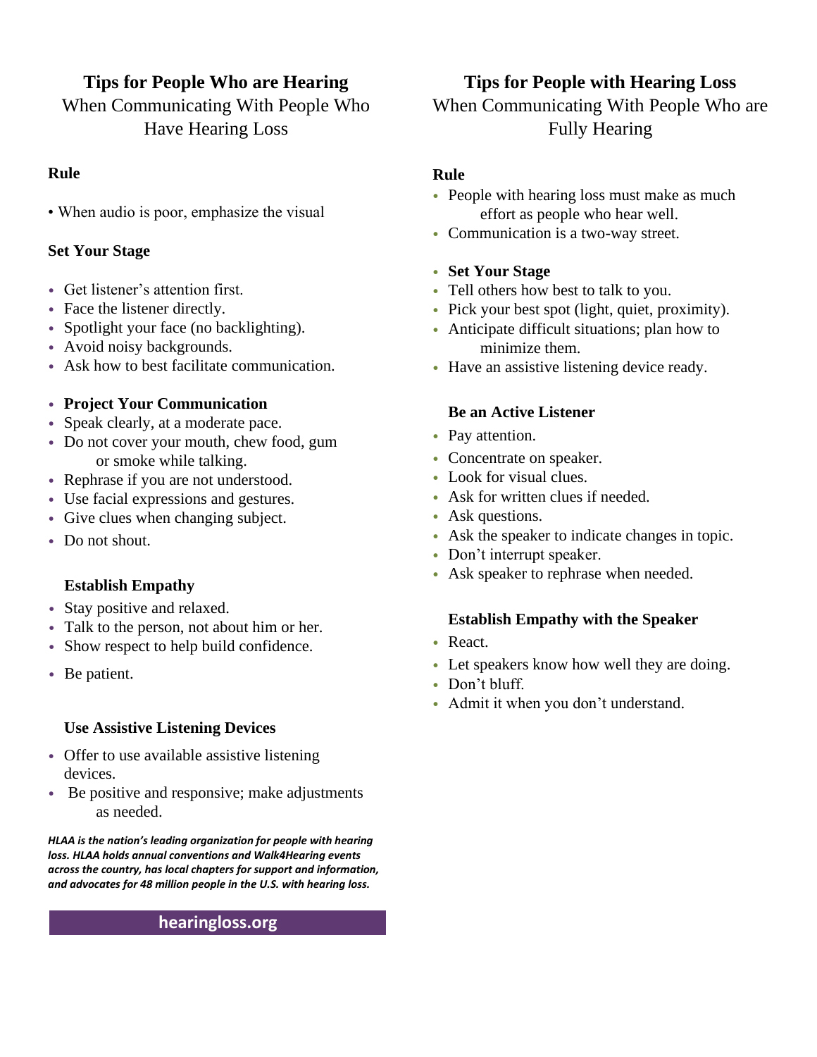## Tips for People Who are Hearing

When Communicating With People Who Have Hearing Loss

**Rule**

- When audio is poor, emphasize the visual

**Set Your Stage**

- Get listener's attention first.
- Face the listener directly.
- Spotlight your face (no backlighting).
- Avoid noisy backgrounds.
- Ask how to best facilitate communication.

- **Project Your Communication**
- Speak clearly, at a moderate pace.
- Do not cover your mouth, chew food, gum or smoke while talking.
- Rephrase if you are not understood.
- Use facial expressions and gestures.
- Give clues when changing subject.
- Do not shout.

**Establish Empathy**

- Stay positive and relaxed.
- Talk to the person, not about him or her.
- Show respect to help build confidence.
- Be patient.

**Use Assistive Listening Devices**

- Offer to use available assistive listening devices.
- Be positive and responsive; make adjustments as needed.

***HLAA is the nation's leading organization for people with hearing loss. HLAA holds annual conventions and Walk4Hearing events across the country, has local chapters for support and information, and advocates for 48 million people in the U.S. with hearing loss.***

**hearingloss.org**

## Tips for People with Hearing Loss

When Communicating With People Who are Fully Hearing

**Rule**

- People with hearing loss must make as much effort as people who hear well.
- Communication is a two-way street.

- **Set Your Stage**
- Tell others how best to talk to you.
- Pick your best spot (light, quiet, proximity).
- Anticipate difficult situations; plan how to minimize them.
- Have an assistive listening device ready.

**Be an Active Listener**

- Pay attention.
- Concentrate on speaker.
- Look for visual clues.
- Ask for written clues if needed.
- Ask questions.
- Ask the speaker to indicate changes in topic.
- Don't interrupt speaker.
- Ask speaker to rephrase when needed.

**Establish Empathy with the Speaker**

- React.
- Let speakers know how well they are doing.
- Don't bluff.
- Admit it when you don't understand.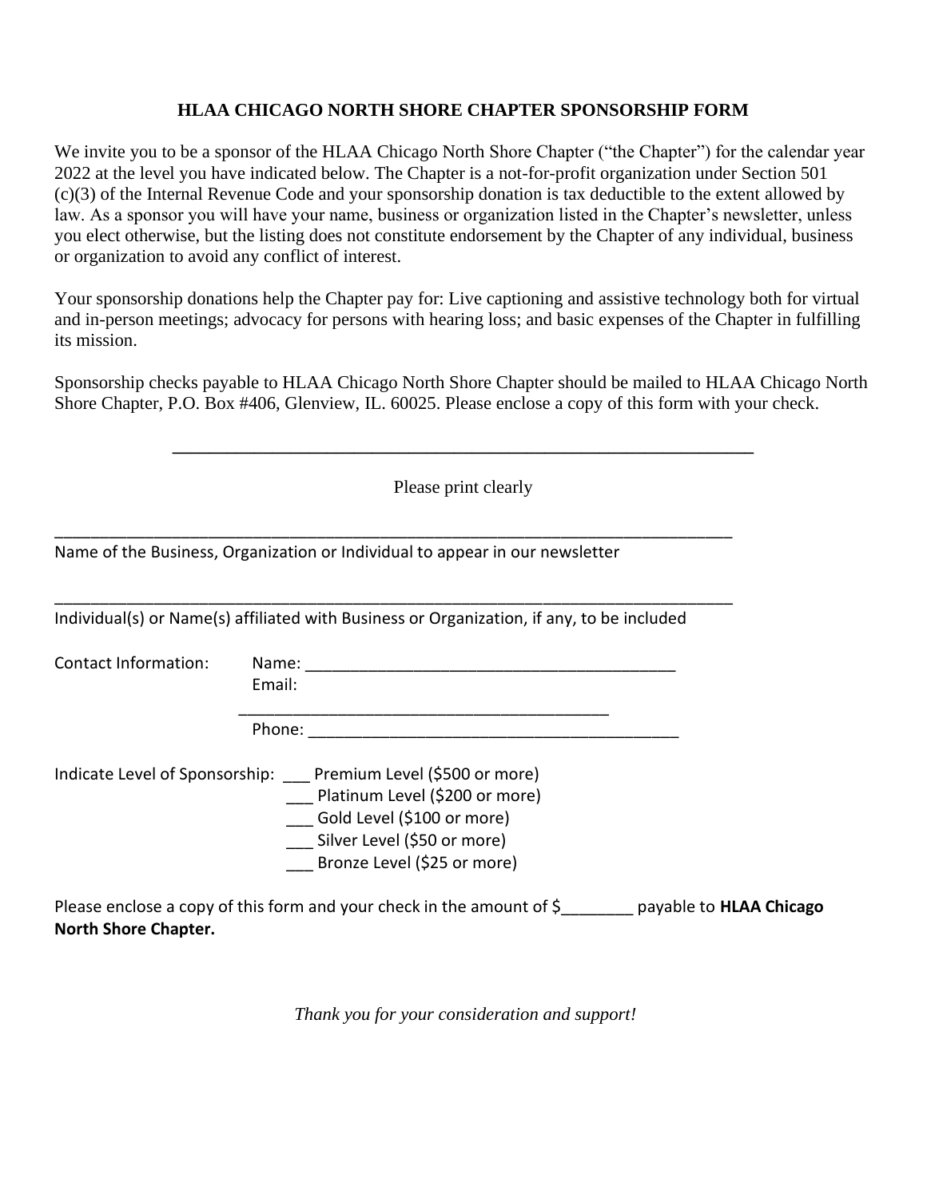# HLAA CHICAGO NORTH SHORE CHAPTER SPONSORSHIP FORM

We invite you to be a sponsor of the HLAA Chicago North Shore Chapter ("the Chapter") for the calendar year 2022 at the level you have indicated below. The Chapter is a not-for-profit organization under Section 501 (c)(3) of the Internal Revenue Code and your sponsorship donation is tax deductible to the extent allowed by law. As a sponsor you will have your name, business or organization listed in the Chapter's newsletter, unless you elect otherwise, but the listing does not constitute endorsement by the Chapter of any individual, business or organization to avoid any conflict of interest.

Your sponsorship donations help the Chapter pay for: Live captioning and assistive technology both for virtual and in-person meetings; advocacy for persons with hearing loss; and basic expenses of the Chapter in fulfilling its mission.

Sponsorship checks payable to HLAA Chicago North Shore Chapter should be mailed to HLAA Chicago North Shore Chapter, P.O. Box #406, Glenview, IL. 60025. Please enclose a copy of this form with your check.

---

Please print clearly

_______________________________________________________________________________

Name of the Business, Organization or Individual to appear in our newsletter

_______________________________________________________________________________

Individual(s) or Name(s) affiliated with Business or Organization, if any, to be included

Contact Information: Name: __________________________________________

Email: __________________________________________

Phone: __________________________________________

Indicate Level of Sponsorship:

___ Premium Level ($500 or more)

___ Platinum Level ($200 or more)

___ Gold Level ($100 or more)

___ Silver Level ($50 or more)

___ Bronze Level ($25 or more)

Please enclose a copy of this form and your check in the amount of $________ payable to **HLAA Chicago North Shore Chapter.**

*Thank you for your consideration and support!*